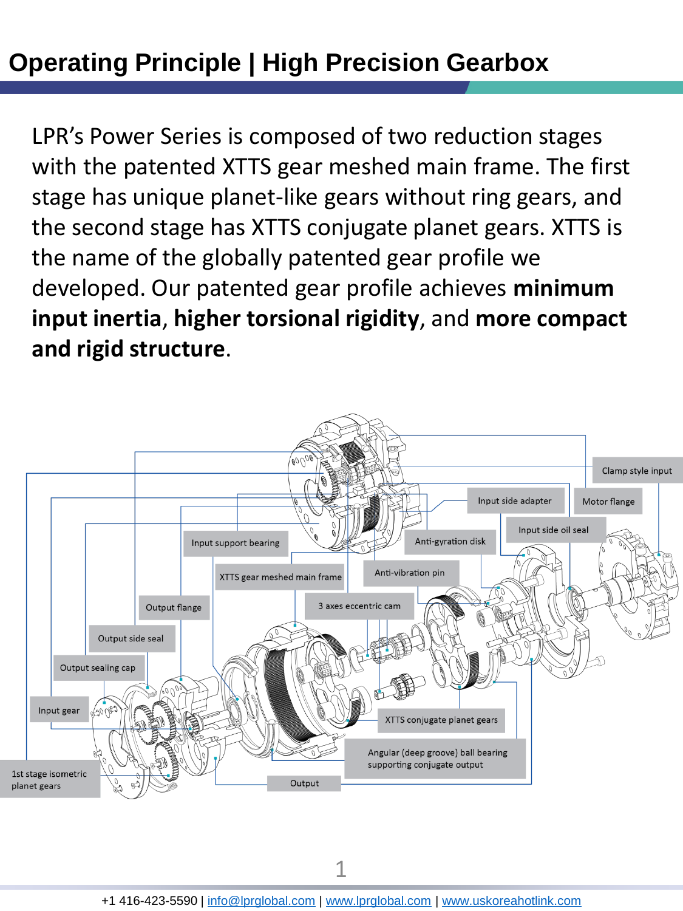# Operating Principle | High Precision Gearbox

LPR's Power Series is composed of two reduction stages with the patented XTTS gear meshed main frame. The first stage has unique planet-like gears without ring gears, and the second stage has XTTS conjugate planet gears. XTTS is the name of the globally patented gear profile we developed. Our patented gear profile achieves **minimum input inertia**, **higher torsional rigidity**, and **more compact and rigid structure**.

Clamp style input

Input side adapter

Motor flange

Input side oil seal

Input support bearing

Anti-gyration disk

XTTS gear meshed main frame

Anti-vibration pin

Output flange

3 axes eccentric cam

Output side seal

Output sealing cap

Input gear

XTTS conjugate planet gears

Angular (deep groove) ball bearing supporting conjugate output

1st stage isometric planet gears

Output

+1 416-423-5590 | info@lprglobal.com | www.lprglobal.com | www.uskoreahotlink.com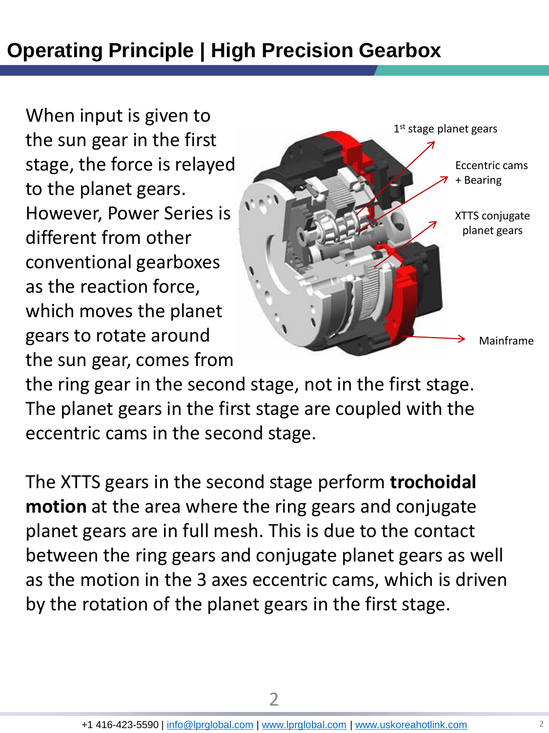# Operating Principle | High Precision Gearbox

When input is given to the sun gear in the first stage, the force is relayed to the planet gears. However, Power Series is different from other conventional gearboxes as the reaction force, which moves the planet gears to rotate around the sun gear, comes from the ring gear in the second stage, not in the first stage. The planet gears in the first stage are coupled with the eccentric cams in the second stage.

1st stage planet gears

Eccentric cams + Bearing

XTTS conjugate planet gears

Mainframe

The XTTS gears in the second stage perform **trochoidal motion** at the area where the ring gears and conjugate planet gears are in full mesh. This is due to the contact between the ring gears and conjugate planet gears as well as the motion in the 3 axes eccentric cams, which is driven by the rotation of the planet gears in the first stage.

+1 416-423-5590 | info@lprglobal.com | www.lprglobal.com | www.uskoreahotlink.com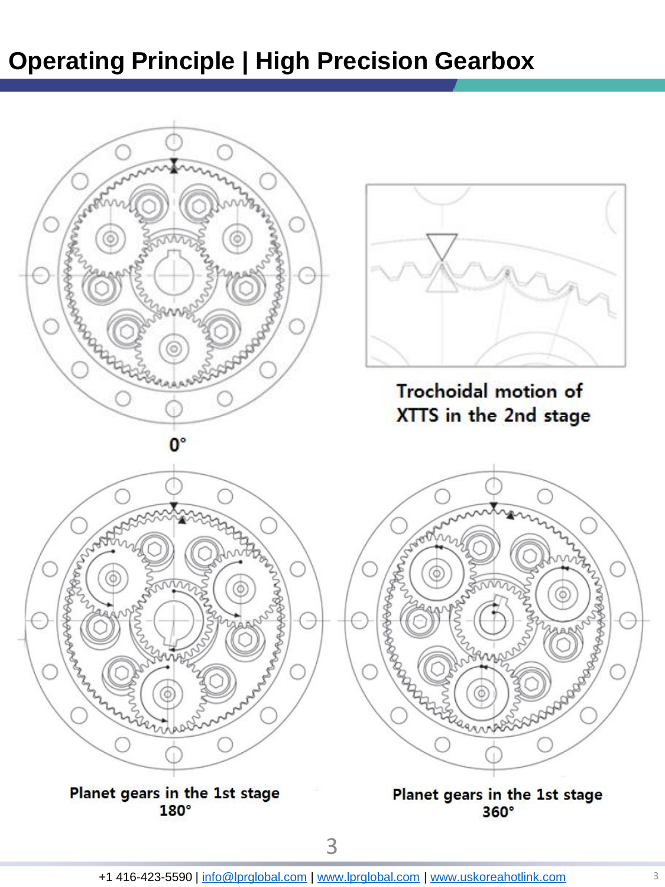# Operating Principle | High Precision Gearbox

Trochoidal motion of XTTS in the 2nd stage

0°

Planet gears in the 1st stage
180°

Planet gears in the 1st stage
360°

+1 416-423-5590 | info@lprglobal.com | www.lprglobal.com | www.uskoreahotlink.com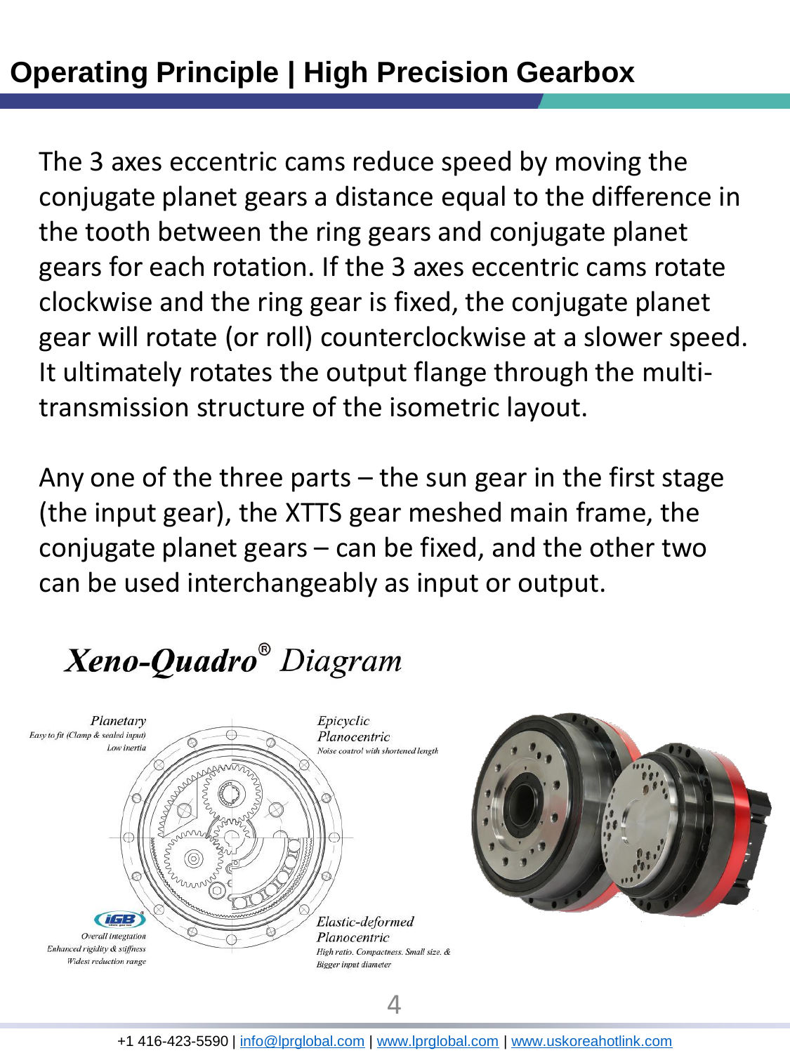# Operating Principle | High Precision Gearbox

The 3 axes eccentric cams reduce speed by moving the conjugate planet gears a distance equal to the difference in the tooth between the ring gears and conjugate planet gears for each rotation. If the 3 axes eccentric cams rotate clockwise and the ring gear is fixed, the conjugate planet gear will rotate (or roll) counterclockwise at a slower speed. It ultimately rotates the output flange through the multi-transmission structure of the isometric layout.

Any one of the three parts – the sun gear in the first stage (the input gear), the XTTS gear meshed main frame, the conjugate planet gears – can be fixed, and the other two can be used interchangeably as input or output.

## *Xeno-Quadro® Diagram*

*Planetary*
*Easy to fit (Clamp & sealed input)*
*Low inertia*

*Epicyclic Planocentric*
*Noise control with shortened length*

*iGB*
*Overall integration*
*Enhanced rigidity & stiffness*
*Widest reduction range*

*Elastic-deformed Planocentric*
*High ratio. Compactness. Small size. &*
*Bigger input diameter*

+1 416-423-5590 | info@lprglobal.com | www.lprglobal.com | www.uskoreahotlink.com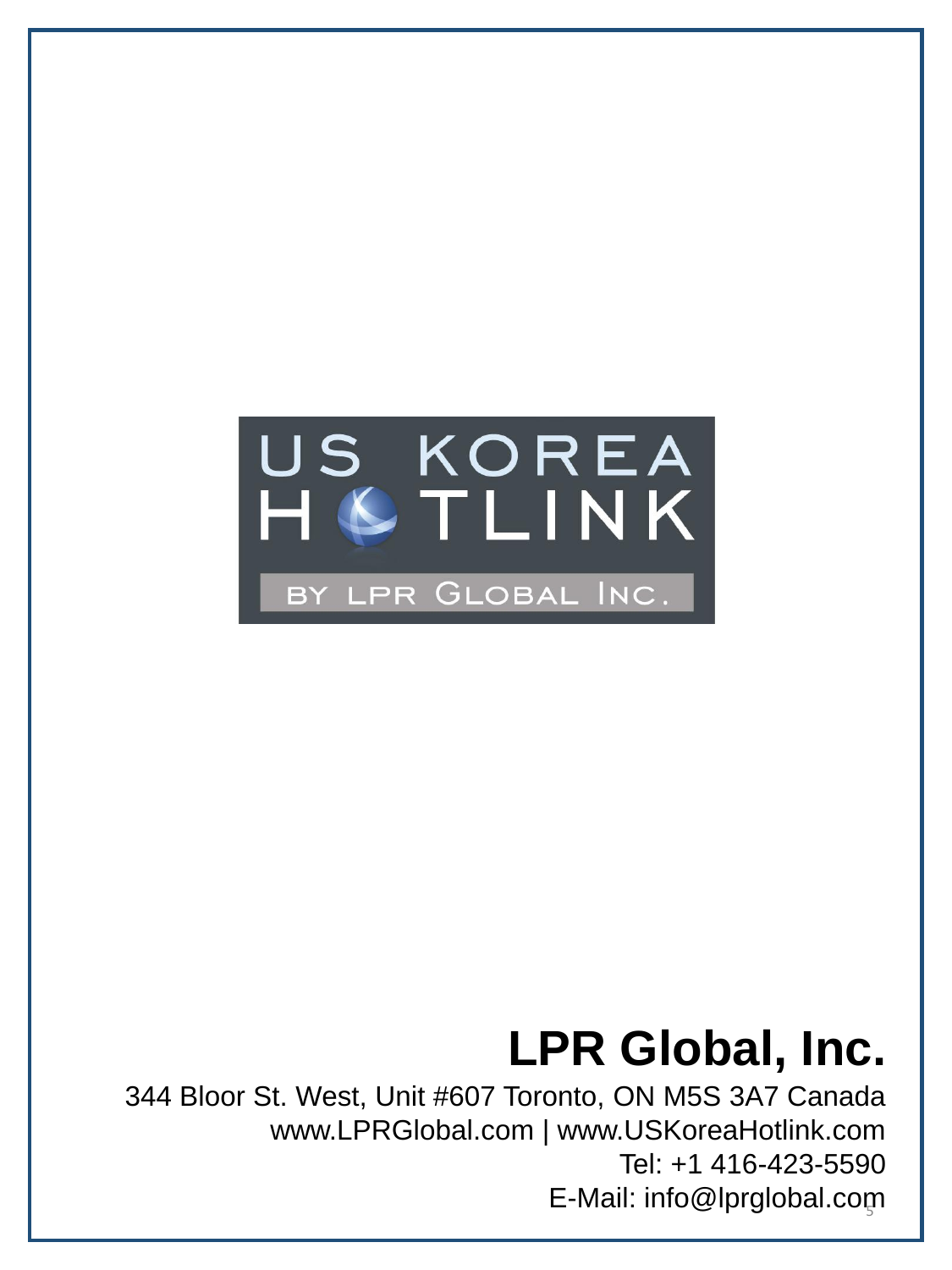US KOREA HOTLINK

BY LPR GLOBAL INC.

# LPR Global, Inc.

344 Bloor St. West, Unit #607 Toronto, ON M5S 3A7 Canada
www.LPRGlobal.com | www.USKoreaHotlink.com
Tel: +1 416-423-5590
E-Mail: info@lprglobal.com